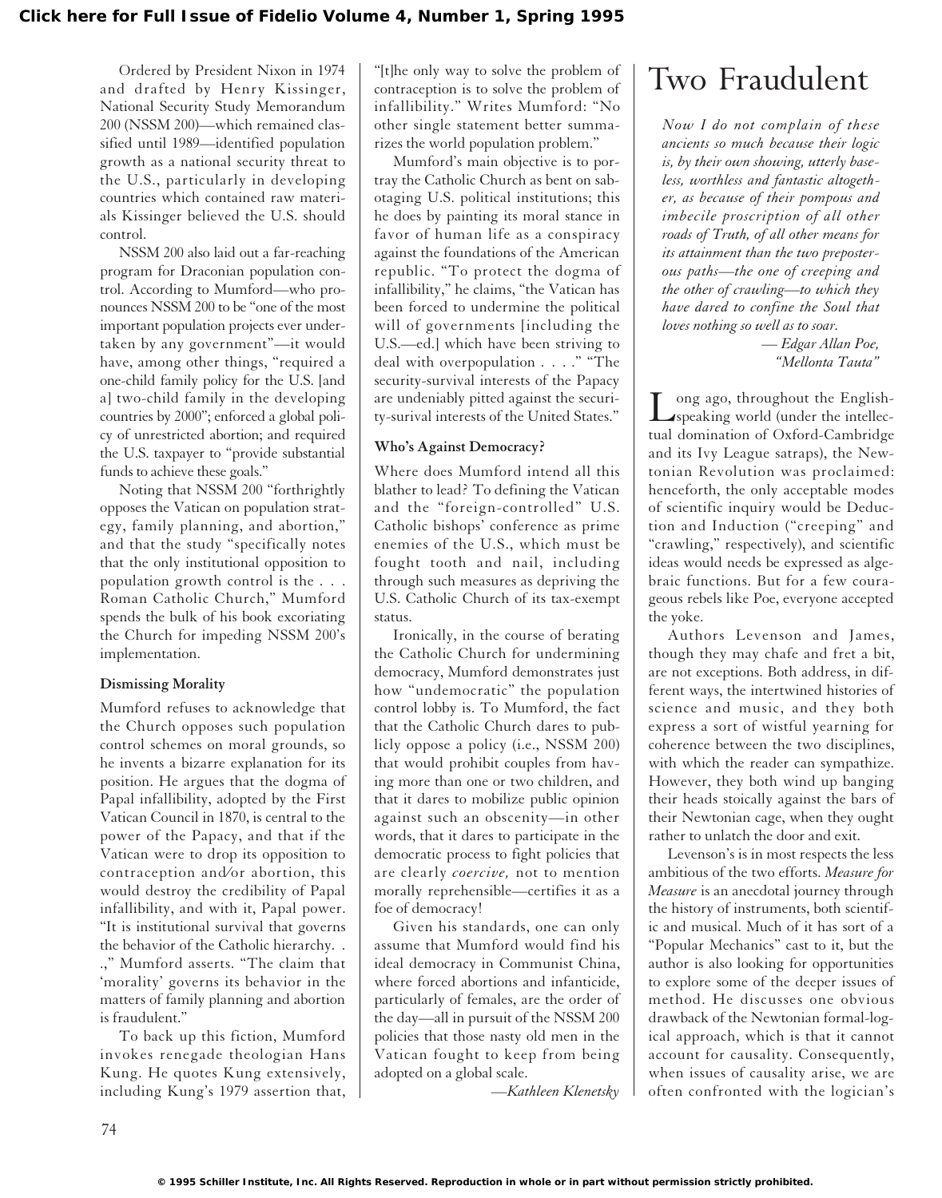Ordered by President Nixon in 1974 and drafted by Henry Kissinger, National Security Study Memorandum 200 (NSSM 200)—which remained classified until 1989—identified population growth as a national security threat to the U.S., particularly in developing countries which contained raw materials Kissinger believed the U.S. should control.

NSSM 200 also laid out a far-reaching program for Draconian population control. According to Mumford—who pronounces NSSM 200 to be "one of the most important population projects ever undertaken by any government"—it would have, among other things, "required a one-child family policy for the U.S. [and a] two-child family in the developing countries by 2000"; enforced a global policy of unrestricted abortion; and required the U.S. taxpayer to "provide substantial funds to achieve these goals."

Noting that NSSM 200 "forthrightly opposes the Vatican on population strategy, family planning, and abortion," and that the study "specifically notes that the only institutional opposition to population growth control is the . . . Roman Catholic Church," Mumford spends the bulk of his book excoriating the Church for impeding NSSM 200's implementation.

#### Dismissing Morality

Mumford refuses to acknowledge that the Church opposes such population control schemes on moral grounds, so he invents a bizarre explanation for its position. He argues that the dogma of Papal infallibility, adopted by the First Vatican Council in 1870, is central to the power of the Papacy, and that if the Vatican were to drop its opposition to contraception and/or abortion, this would destroy the credibility of Papal infallibility, and with it, Papal power. "It is institutional survival that governs the behavior of the Catholic hierarchy. . .," Mumford asserts. "The claim that 'morality' governs its behavior in the matters of family planning and abortion is fraudulent."

To back up this fiction, Mumford invokes renegade theologian Hans Kung. He quotes Kung extensively, including Kung's 1979 assertion that, "[t]he only way to solve the problem of contraception is to solve the problem of infallibility." Writes Mumford: "No other single statement better summarizes the world population problem."

Mumford's main objective is to portray the Catholic Church as bent on sabotaging U.S. political institutions; this he does by painting its moral stance in favor of human life as a conspiracy against the foundations of the American republic. "To protect the dogma of infallibility," he claims, "the Vatican has been forced to undermine the political will of governments [including the U.S.—ed.] which have been striving to deal with overpopulation . . . ." "The security-survival interests of the Papacy are undeniably pitted against the security-surival interests of the United States."

#### Who's Against Democracy?

Where does Mumford intend all this blather to lead? To defining the Vatican and the "foreign-controlled" U.S. Catholic bishops' conference as prime enemies of the U.S., which must be fought tooth and nail, including through such measures as depriving the U.S. Catholic Church of its tax-exempt status.

Ironically, in the course of berating the Catholic Church for undermining democracy, Mumford demonstrates just how "undemocratic" the population control lobby is. To Mumford, the fact that the Catholic Church dares to publicly oppose a policy (i.e., NSSM 200) that would prohibit couples from having more than one or two children, and that it dares to mobilize public opinion against such an obscenity—in other words, that it dares to participate in the democratic process to fight policies that are clearly *coercive,* not to mention morally reprehensible—certifies it as a foe of democracy!

Given his standards, one can only assume that Mumford would find his ideal democracy in Communist China, where forced abortions and infanticide, particularly of females, are the order of the day—all in pursuit of the NSSM 200 policies that those nasty old men in the Vatican fought to keep from being adopted on a global scale.

—*Kathleen Klenetsky*

# Two Fraudulent

*Now I do not complain of these ancients so much because their logic is, by their own showing, utterly baseless, worthless and fantastic altogether, as because of their pompous and imbecile proscription of all other roads of Truth, of all other means for its attainment than the two preposterous paths—the one of creeping and the other of crawling—to which they have dared to confine the Soul that loves nothing so well as to soar.*

*— Edgar Allan Poe, "Mellonta Tauta"*

Long ago, throughout the English-speaking world (under the intellectual domination of Oxford-Cambridge and its Ivy League satraps), the Newtonian Revolution was proclaimed: henceforth, the only acceptable modes of scientific inquiry would be Deduction and Induction ("creeping" and "crawling," respectively), and scientific ideas would needs be expressed as algebraic functions. But for a few courageous rebels like Poe, everyone accepted the yoke.

Authors Levenson and James, though they may chafe and fret a bit, are not exceptions. Both address, in different ways, the intertwined histories of science and music, and they both express a sort of wistful yearning for coherence between the two disciplines, with which the reader can sympathize. However, they both wind up banging their heads stoically against the bars of their Newtonian cage, when they ought rather to unlatch the door and exit.

Levenson's is in most respects the less ambitious of the two efforts. *Measure for Measure* is an anecdotal journey through the history of instruments, both scientific and musical. Much of it has sort of a "Popular Mechanics" cast to it, but the author is also looking for opportunities to explore some of the deeper issues of method. He discusses one obvious drawback of the Newtonian formal-logical approach, which is that it cannot account for causality. Consequently, when issues of causality arise, we are often confronted with the logician's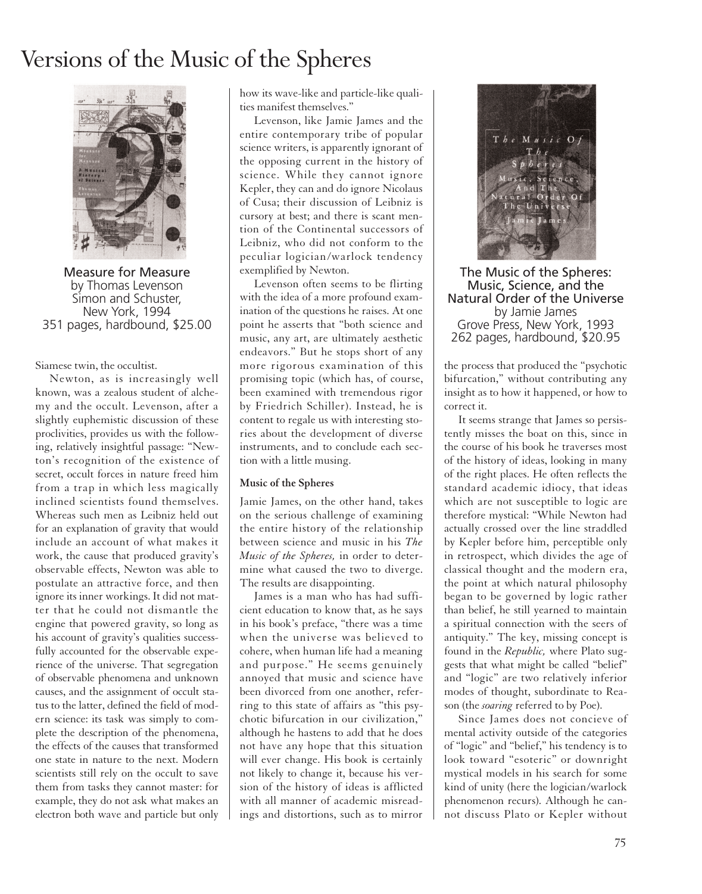# Versions of the Music of the Spheres

**Measure for Measure**
by Thomas Levenson
Simon and Schuster,
New York, 1994
351 pages, hardbound, $25.00

Siamese twin, the occultist.

Newton, as is increasingly well known, was a zealous student of alchemy and the occult. Levenson, after a slightly euphemistic discussion of these proclivities, provides us with the following, relatively insightful passage: "Newton's recognition of the existence of secret, occult forces in nature freed him from a trap in which less magically inclined scientists found themselves. Whereas such men as Leibniz held out for an explanation of gravity that would include an account of what makes it work, the cause that produced gravity's observable effects, Newton was able to postulate an attractive force, and then ignore its inner workings. It did not matter that he could not dismantle the engine that powered gravity, so long as his account of gravity's qualities successfully accounted for the observable experience of the universe. That segregation of observable phenomena and unknown causes, and the assignment of occult status to the latter, defined the field of modern science: its task was simply to complete the description of the phenomena, the effects of the causes that transformed one state in nature to the next. Modern scientists still rely on the occult to save them from tasks they cannot master: for example, they do not ask what makes an electron both wave and particle but only how its wave-like and particle-like qualities manifest themselves."

Levenson, like Jamie James and the entire contemporary tribe of popular science writers, is apparently ignorant of the opposing current in the history of science. While they cannot ignore Kepler, they can and do ignore Nicolaus of Cusa; their discussion of Leibniz is cursory at best; and there is scant mention of the Continental successors of Leibniz, who did not conform to the peculiar logician/warlock tendency exemplified by Newton.

Levenson often seems to be flirting with the idea of a more profound examination of the questions he raises. At one point he asserts that "both science and music, any art, are ultimately aesthetic endeavors." But he stops short of any more rigorous examination of this promising topic (which has, of course, been examined with tremendous rigor by Friedrich Schiller). Instead, he is content to regale us with interesting stories about the development of diverse instruments, and to conclude each section with a little musing.

#### Music of the Spheres

Jamie James, on the other hand, takes on the serious challenge of examining the entire history of the relationship between science and music in his *The Music of the Spheres,* in order to determine what caused the two to diverge. The results are disappointing.

James is a man who has had sufficient education to know that, as he says in his book's preface, "there was a time when the universe was believed to cohere, when human life had a meaning and purpose." He seems genuinely annoyed that music and science have been divorced from one another, referring to this state of affairs as "this psychotic bifurcation in our civilization," although he hastens to add that he does not have any hope that this situation will ever change. His book is certainly not likely to change it, because his version of the history of ideas is afflicted with all manner of academic misreadings and distortions, such as to mirror the process that produced the "psychotic bifurcation," without contributing any insight as to how it happened, or how to correct it.

**The Music of the Spheres: Music, Science, and the Natural Order of the Universe**
by Jamie James
Grove Press, New York, 1993
262 pages, hardbound, $20.95

It seems strange that James so persistently misses the boat on this, since in the course of his book he traverses most of the history of ideas, looking in many of the right places. He often reflects the standard academic idiocy, that ideas which are not susceptible to logic are therefore mystical: "While Newton had actually crossed over the line straddled by Kepler before him, perceptible only in retrospect, which divides the age of classical thought and the modern era, the point at which natural philosophy began to be governed by logic rather than belief, he still yearned to maintain a spiritual connection with the seers of antiquity." The key, missing concept is found in the *Republic,* where Plato suggests that what might be called "belief" and "logic" are two relatively inferior modes of thought, subordinate to Reason (the *soaring* referred to by Poe).

Since James does not concieve of mental activity outside of the categories of "logic" and "belief," his tendency is to look toward "esoteric" or downright mystical models in his search for some kind of unity (here the logician/warlock phenomenon recurs). Although he cannot discuss Plato or Kepler without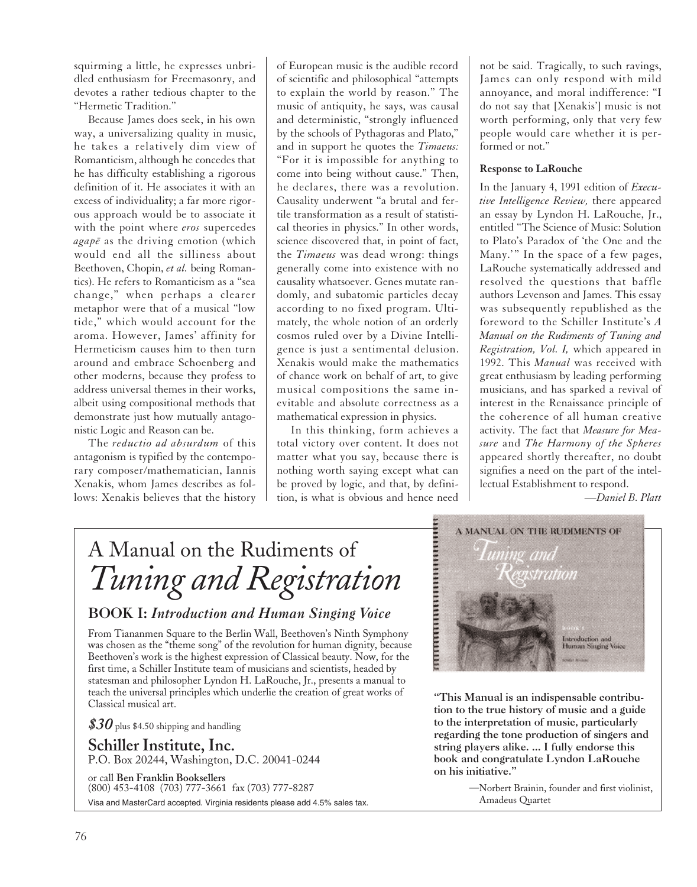squirming a little, he expresses unbridled enthusiasm for Freemasonry, and devotes a rather tedious chapter to the "Hermetic Tradition."

Because James does seek, in his own way, a universalizing quality in music, he takes a relatively dim view of Romanticism, although he concedes that he has difficulty establishing a rigorous definition of it. He associates it with an excess of individuality; a far more rigorous approach would be to associate it with the point where *eros* supercedes *agapē* as the driving emotion (which would end all the silliness about Beethoven, Chopin, *et al.* being Romantics). He refers to Romanticism as a "sea change," when perhaps a clearer metaphor were that of a musical "low tide," which would account for the aroma. However, James' affinity for Hermeticism causes him to then turn around and embrace Schoenberg and other moderns, because they profess to address universal themes in their works, albeit using compositional methods that demonstrate just how mutually antagonistic Logic and Reason can be.

The *reductio ad absurdum* of this antagonism is typified by the contemporary composer/mathematician, Iannis Xenakis, whom James describes as follows: Xenakis believes that the history of European music is the audible record of scientific and philosophical "attempts to explain the world by reason." The music of antiquity, he says, was causal and deterministic, "strongly influenced by the schools of Pythagoras and Plato," and in support he quotes the *Timaeus:* "For it is impossible for anything to come into being without cause." Then, he declares, there was a revolution. Causality underwent "a brutal and fertile transformation as a result of statistical theories in physics." In other words, science discovered that, in point of fact, the *Timaeus* was dead wrong: things generally come into existence with no causality whatsoever. Genes mutate randomly, and subatomic particles decay according to no fixed program. Ultimately, the whole notion of an orderly cosmos ruled over by a Divine Intelligence is just a sentimental delusion. Xenakis would make the mathematics of chance work on behalf of art, to give musical compositions the same inevitable and absolute correctness as a mathematical expression in physics.

In this thinking, form achieves a total victory over content. It does not matter what you say, because there is nothing worth saying except what can be proved by logic, and that, by definition, is what is obvious and hence need not be said. Tragically, to such ravings, James can only respond with mild annoyance, and moral indifference: "I do not say that [Xenakis'] music is not worth performing, only that very few people would care whether it is performed or not."

**Response to LaRouche**

In the January 4, 1991 edition of *Executive Intelligence Review,* there appeared an essay by Lyndon H. LaRouche, Jr., entitled "The Science of Music: Solution to Plato's Paradox of 'the One and the Many.'" In the space of a few pages, LaRouche systematically addressed and resolved the questions that baffle authors Levenson and James. This essay was subsequently republished as the foreword to the Schiller Institute's *A Manual on the Rudiments of Tuning and Registration, Vol. I,* which appeared in 1992. This *Manual* was received with great enthusiasm by leading performing musicians, and has sparked a revival of interest in the Renaissance principle of the coherence of all human creative activity. The fact that *Measure for Measure* and *The Harmony of the Spheres* appeared shortly thereafter, no doubt signifies a need on the part of the intellectual Establishment to respond.

—*Daniel B. Platt*

---

# A Manual on the Rudiments of *Tuning and Registration*

## BOOK I: *Introduction and Human Singing Voice*

From Tiananmen Square to the Berlin Wall, Beethoven's Ninth Symphony was chosen as the "theme song" of the revolution for human dignity, because Beethoven's work is the highest expression of Classical beauty. Now, for the first time, a Schiller Institute team of musicians and scientists, headed by statesman and philosopher Lyndon H. LaRouche, Jr., presents a manual to teach the universal principles which underlie the creation of great works of Classical musical art.

***$30*** plus $4.50 shipping and handling

**Schiller Institute, Inc.**
P.O. Box 20244, Washington, D.C. 20041-0244

or call **Ben Franklin Booksellers**
(800) 453-4108 (703) 777-3661 fax (703) 777-8287

Visa and MasterCard accepted. Virginia residents please add 4.5% sales tax.

**"This Manual is an indispensable contribution to the true history of music and a guide to the interpretation of music, particularly regarding the tone production of singers and string players alike. ... I fully endorse this book and congratulate Lyndon LaRouche on his initiative."**

—Norbert Brainin, founder and first violinist, Amadeus Quartet